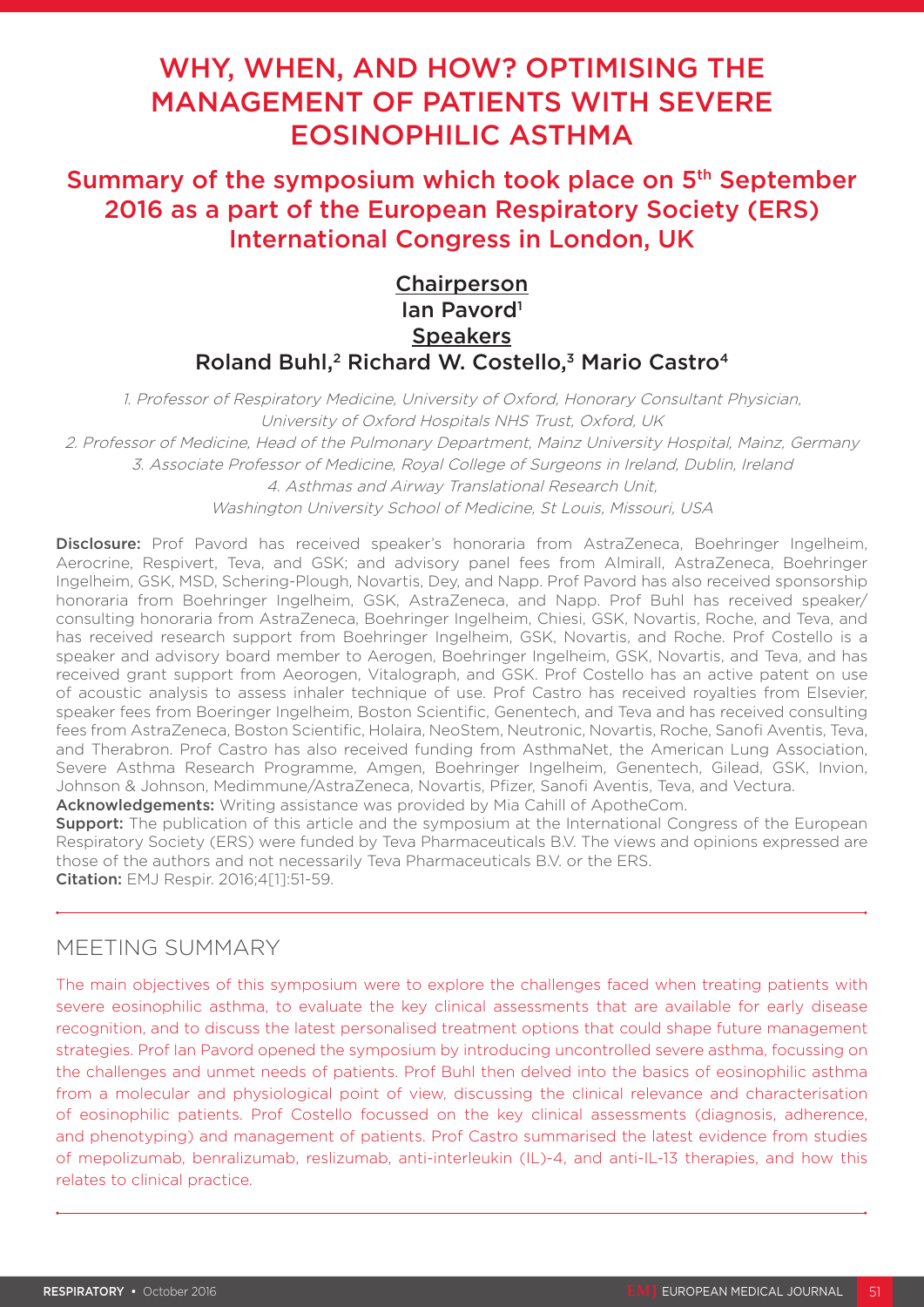# WHY, WHEN, AND HOW? OPTIMISING THE MANAGEMENT OF PATIENTS WITH SEVERE EOSINOPHILIC ASTHMA

## Summary of the symposium which took place on 5th September 2016 as a part of the European Respiratory Society (ERS) International Congress in London, UK

**Chairperson**
Ian Pavord[1]
**Speakers**
Roland Buhl,[2] Richard W. Costello,[3] Mario Castro[4]

*1. Professor of Respiratory Medicine, University of Oxford, Honorary Consultant Physician, University of Oxford Hospitals NHS Trust, Oxford, UK*
*2. Professor of Medicine, Head of the Pulmonary Department, Mainz University Hospital, Mainz, Germany*
*3. Associate Professor of Medicine, Royal College of Surgeons in Ireland, Dublin, Ireland*
*4. Asthmas and Airway Translational Research Unit, Washington University School of Medicine, St Louis, Missouri, USA*

**Disclosure:** Prof Pavord has received speaker's honoraria from AstraZeneca, Boehringer Ingelheim, Aerocrine, Respivert, Teva, and GSK; and advisory panel fees from Almirall, AstraZeneca, Boehringer Ingelheim, GSK, MSD, Schering-Plough, Novartis, Dey, and Napp. Prof Pavord has also received sponsorship honoraria from Boehringer Ingelheim, GSK, AstraZeneca, and Napp. Prof Buhl has received speaker/consulting honoraria from AstraZeneca, Boehringer Ingelheim, Chiesi, GSK, Novartis, Roche, and Teva, and has received research support from Boehringer Ingelheim, GSK, Novartis, and Roche. Prof Costello is a speaker and advisory board member to Aerogen, Boehringer Ingelheim, GSK, Novartis, and Teva, and has received grant support from Aeorogen, Vitalograph, and GSK. Prof Costello has an active patent on use of acoustic analysis to assess inhaler technique of use. Prof Castro has received royalties from Elsevier, speaker fees from Boeringer Ingelheim, Boston Scientific, Genentech, and Teva and has received consulting fees from AstraZeneca, Boston Scientific, Holaira, NeoStem, Neutronic, Novartis, Roche, Sanofi Aventis, Teva, and Therabron. Prof Castro has also received funding from AsthmaNet, the American Lung Association, Severe Asthma Research Programme, Amgen, Boehringer Ingelheim, Genentech, Gilead, GSK, Invion, Johnson & Johnson, Medimmune/AstraZeneca, Novartis, Pfizer, Sanofi Aventis, Teva, and Vectura.
**Acknowledgements:** Writing assistance was provided by Mia Cahill of ApotheCom.
**Support:** The publication of this article and the symposium at the International Congress of the European Respiratory Society (ERS) were funded by Teva Pharmaceuticals B.V. The views and opinions expressed are those of the authors and not necessarily Teva Pharmaceuticals B.V. or the ERS.
**Citation:** EMJ Respir. 2016;4[1]:51-59.

## MEETING SUMMARY

The main objectives of this symposium were to explore the challenges faced when treating patients with severe eosinophilic asthma, to evaluate the key clinical assessments that are available for early disease recognition, and to discuss the latest personalised treatment options that could shape future management strategies. Prof Ian Pavord opened the symposium by introducing uncontrolled severe asthma, focussing on the challenges and unmet needs of patients. Prof Buhl then delved into the basics of eosinophilic asthma from a molecular and physiological point of view, discussing the clinical relevance and characterisation of eosinophilic patients. Prof Costello focussed on the key clinical assessments (diagnosis, adherence, and phenotyping) and management of patients. Prof Castro summarised the latest evidence from studies of mepolizumab, benralizumab, reslizumab, anti-interleukin (IL)-4, and anti-IL-13 therapies, and how this relates to clinical practice.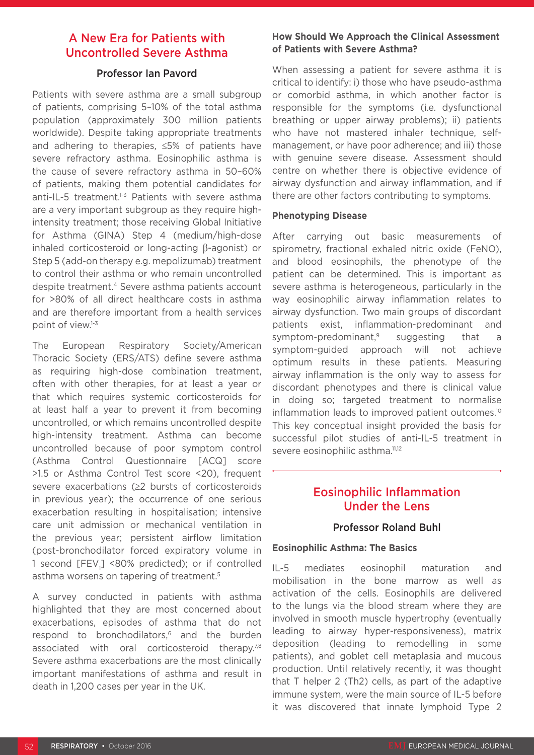## A New Era for Patients with Uncontrolled Severe Asthma

**Professor Ian Pavord**

Patients with severe asthma are a small subgroup of patients, comprising 5–10% of the total asthma population (approximately 300 million patients worldwide). Despite taking appropriate treatments and adhering to therapies, ≤5% of patients have severe refractory asthma. Eosinophilic asthma is the cause of severe refractory asthma in 50–60% of patients, making them potential candidates for anti-IL-5 treatment.[1-3] Patients with severe asthma are a very important subgroup as they require high-intensity treatment; those receiving Global Initiative for Asthma (GINA) Step 4 (medium/high-dose inhaled corticosteroid or long-acting β-agonist) or Step 5 (add-on therapy e.g. mepolizumab) treatment to control their asthma or who remain uncontrolled despite treatment.[4] Severe asthma patients account for >80% of all direct healthcare costs in asthma and are therefore important from a health services point of view.[1-3]

The European Respiratory Society/American Thoracic Society (ERS/ATS) define severe asthma as requiring high-dose combination treatment, often with other therapies, for at least a year or that which requires systemic corticosteroids for at least half a year to prevent it from becoming uncontrolled, or which remains uncontrolled despite high-intensity treatment. Asthma can become uncontrolled because of poor symptom control (Asthma Control Questionnaire [ACQ] score >1.5 or Asthma Control Test score <20), frequent severe exacerbations (≥2 bursts of corticosteroids in previous year); the occurrence of one serious exacerbation resulting in hospitalisation; intensive care unit admission or mechanical ventilation in the previous year; persistent airflow limitation (post-bronchodilator forced expiratory volume in 1 second [$FEV_1$] <80% predicted); or if controlled asthma worsens on tapering of treatment.[5]

A survey conducted in patients with asthma highlighted that they are most concerned about exacerbations, episodes of asthma that do not respond to bronchodilators,[6] and the burden associated with oral corticosteroid therapy.[7,8] Severe asthma exacerbations are the most clinically important manifestations of asthma and result in death in 1,200 cases per year in the UK.

### How Should We Approach the Clinical Assessment of Patients with Severe Asthma?

When assessing a patient for severe asthma it is critical to identify: i) those who have pseudo-asthma or comorbid asthma, in which another factor is responsible for the symptoms (i.e. dysfunctional breathing or upper airway problems); ii) patients who have not mastered inhaler technique, self-management, or have poor adherence; and iii) those with genuine severe disease. Assessment should centre on whether there is objective evidence of airway dysfunction and airway inflammation, and if there are other factors contributing to symptoms.

### Phenotyping Disease

After carrying out basic measurements of spirometry, fractional exhaled nitric oxide (FeNO), and blood eosinophils, the phenotype of the patient can be determined. This is important as severe asthma is heterogeneous, particularly in the way eosinophilic airway inflammation relates to airway dysfunction. Two main groups of discordant patients exist, inflammation-predominant and symptom-predominant,[9] suggesting that a symptom-guided approach will not achieve optimum results in these patients. Measuring airway inflammation is the only way to assess for discordant phenotypes and there is clinical value in doing so; targeted treatment to normalise inflammation leads to improved patient outcomes.[10] This key conceptual insight provided the basis for successful pilot studies of anti-IL-5 treatment in severe eosinophilic asthma.[11,12]

## Eosinophilic Inflammation Under the Lens

**Professor Roland Buhl**

### Eosinophilic Asthma: The Basics

IL-5 mediates eosinophil maturation and mobilisation in the bone marrow as well as activation of the cells. Eosinophils are delivered to the lungs via the blood stream where they are involved in smooth muscle hypertrophy (eventually leading to airway hyper-responsiveness), matrix deposition (leading to remodelling in some patients), and goblet cell metaplasia and mucous production. Until relatively recently, it was thought that T helper 2 (Th2) cells, as part of the adaptive immune system, were the main source of IL-5 before it was discovered that innate lymphoid Type 2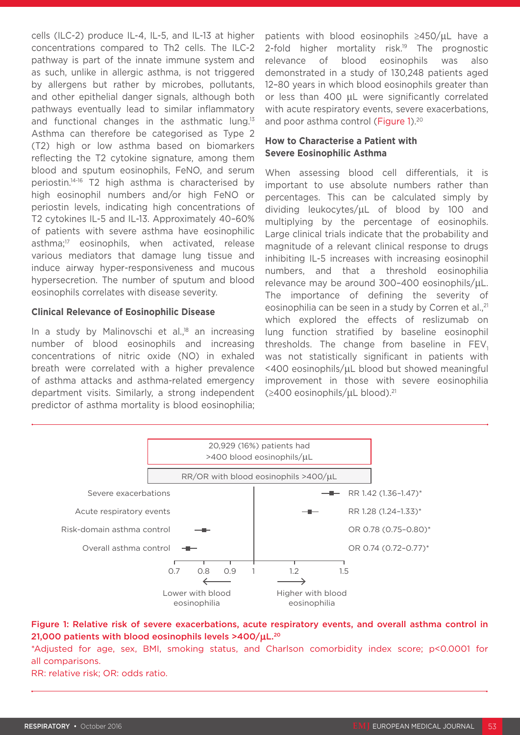cells (ILC-2) produce IL-4, IL-5, and IL-13 at higher concentrations compared to Th2 cells. The ILC-2 pathway is part of the innate immune system and as such, unlike in allergic asthma, is not triggered by allergens but rather by microbes, pollutants, and other epithelial danger signals, although both pathways eventually lead to similar inflammatory and functional changes in the asthmatic lung.[13] Asthma can therefore be categorised as Type 2 (T2) high or low asthma based on biomarkers reflecting the T2 cytokine signature, among them blood and sputum eosinophils, FeNO, and serum periostin.[14-16] T2 high asthma is characterised by high eosinophil numbers and/or high FeNO or periostin levels, indicating high concentrations of T2 cytokines IL-5 and IL-13. Approximately 40–60% of patients with severe asthma have eosinophilic asthma;[17] eosinophils, when activated, release various mediators that damage lung tissue and induce airway hyper-responsiveness and mucous hypersecretion. The number of sputum and blood eosinophils correlates with disease severity.

### Clinical Relevance of Eosinophilic Disease

In a study by Malinovschi et al.,[18] an increasing number of blood eosinophils and increasing concentrations of nitric oxide (NO) in exhaled breath were correlated with a higher prevalence of asthma attacks and asthma-related emergency department visits. Similarly, a strong independent predictor of asthma mortality is blood eosinophilia; patients with blood eosinophils ≥450/µL have a 2-fold higher mortality risk.[19] The prognostic relevance of blood eosinophils was also demonstrated in a study of 130,248 patients aged 12–80 years in which blood eosinophils greater than or less than 400 µL were significantly correlated with acute respiratory events, severe exacerbations, and poor asthma control (Figure 1).[20]

### How to Characterise a Patient with Severe Eosinophilic Asthma

When assessing blood cell differentials, it is important to use absolute numbers rather than percentages. This can be calculated simply by dividing leukocytes/µL of blood by 100 and multiplying by the percentage of eosinophils. Large clinical trials indicate that the probability and magnitude of a relevant clinical response to drugs inhibiting IL-5 increases with increasing eosinophil numbers, and that a threshold eosinophilia relevance may be around 300–400 eosinophils/µL. The importance of defining the severity of eosinophilia can be seen in a study by Corren et al.,[21] which explored the effects of reslizumab on lung function stratified by baseline eosinophil thresholds. The change from baseline in $FEV_1$ was not statistically significant in patients with <400 eosinophils/µL blood but showed meaningful improvement in those with severe eosinophilia (≥400 eosinophils/µL blood).[21]

20,929 (16%) patients had >400 blood eosinophils/µL

| RR/OR with blood eosinophils >400/µL | |
|---|---|
| Severe exacerbations | RR 1.42 (1.36–1.47)* |
| Acute respiratory events | RR 1.28 (1.24–1.33)* |
| Risk-domain asthma control | OR 0.78 (0.75–0.80)* |
| Overall asthma control | OR 0.74 (0.72–0.77)* |

Axis: 0.7, 0.8, 0.9, 1, 1.2, 1.5 — ← Lower with blood eosinophilia; Higher with blood eosinophilia →

**Figure 1: Relative risk of severe exacerbations, acute respiratory events, and overall asthma control in 21,000 patients with blood eosinophils levels >400/µL.[20]**

*Adjusted for age, sex, BMI, smoking status, and Charlson comorbidity index score; $p<0.0001$ for all comparisons.

RR: relative risk; OR: odds ratio.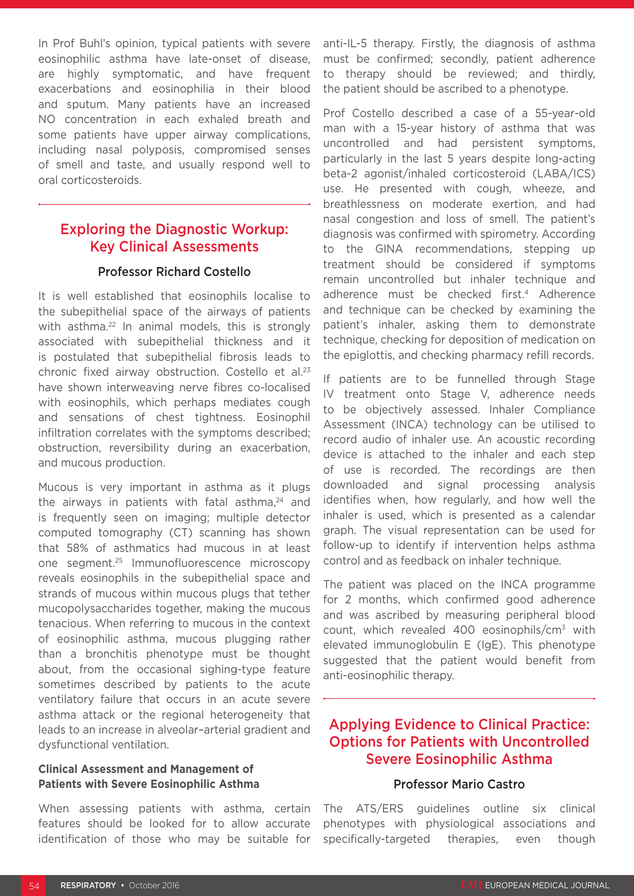In Prof Buhl's opinion, typical patients with severe eosinophilic asthma have late-onset of disease, are highly symptomatic, and have frequent exacerbations and eosinophilia in their blood and sputum. Many patients have an increased NO concentration in each exhaled breath and some patients have upper airway complications, including nasal polyposis, compromised senses of smell and taste, and usually respond well to oral corticosteroids.

## Exploring the Diagnostic Workup: Key Clinical Assessments

### Professor Richard Costello

It is well established that eosinophils localise to the subepithelial space of the airways of patients with asthma.[22] In animal models, this is strongly associated with subepithelial thickness and it is postulated that subepithelial fibrosis leads to chronic fixed airway obstruction. Costello et al.[23] have shown interweaving nerve fibres co-localised with eosinophils, which perhaps mediates cough and sensations of chest tightness. Eosinophil infiltration correlates with the symptoms described; obstruction, reversibility during an exacerbation, and mucous production.

Mucous is very important in asthma as it plugs the airways in patients with fatal asthma,[24] and is frequently seen on imaging; multiple detector computed tomography (CT) scanning has shown that 58% of asthmatics had mucous in at least one segment.[25] Immunofluorescence microscopy reveals eosinophils in the subepithelial space and strands of mucous within mucous plugs that tether mucopolysaccharides together, making the mucous tenacious. When referring to mucous in the context of eosinophilic asthma, mucous plugging rather than a bronchitis phenotype must be thought about, from the occasional sighing-type feature sometimes described by patients to the acute ventilatory failure that occurs in an acute severe asthma attack or the regional heterogeneity that leads to an increase in alveolar–arterial gradient and dysfunctional ventilation.

#### Clinical Assessment and Management of Patients with Severe Eosinophilic Asthma

When assessing patients with asthma, certain features should be looked for to allow accurate identification of those who may be suitable for anti-IL-5 therapy. Firstly, the diagnosis of asthma must be confirmed; secondly, patient adherence to therapy should be reviewed; and thirdly, the patient should be ascribed to a phenotype.

Prof Costello described a case of a 55-year-old man with a 15-year history of asthma that was uncontrolled and had persistent symptoms, particularly in the last 5 years despite long-acting beta-2 agonist/inhaled corticosteroid (LABA/ICS) use. He presented with cough, wheeze, and breathlessness on moderate exertion, and had nasal congestion and loss of smell. The patient's diagnosis was confirmed with spirometry. According to the GINA recommendations, stepping up treatment should be considered if symptoms remain uncontrolled but inhaler technique and adherence must be checked first.[4] Adherence and technique can be checked by examining the patient's inhaler, asking them to demonstrate technique, checking for deposition of medication on the epiglottis, and checking pharmacy refill records.

If patients are to be funnelled through Stage IV treatment onto Stage V, adherence needs to be objectively assessed. Inhaler Compliance Assessment (INCA) technology can be utilised to record audio of inhaler use. An acoustic recording device is attached to the inhaler and each step of use is recorded. The recordings are then downloaded and signal processing analysis identifies when, how regularly, and how well the inhaler is used, which is presented as a calendar graph. The visual representation can be used for follow-up to identify if intervention helps asthma control and as feedback on inhaler technique.

The patient was placed on the INCA programme for 2 months, which confirmed good adherence and was ascribed by measuring peripheral blood count, which revealed 400 eosinophils/$cm^3$ with elevated immunoglobulin E (IgE). This phenotype suggested that the patient would benefit from anti-eosinophilic therapy.

## Applying Evidence to Clinical Practice: Options for Patients with Uncontrolled Severe Eosinophilic Asthma

### Professor Mario Castro

The ATS/ERS guidelines outline six clinical phenotypes with physiological associations and specifically-targeted therapies, even though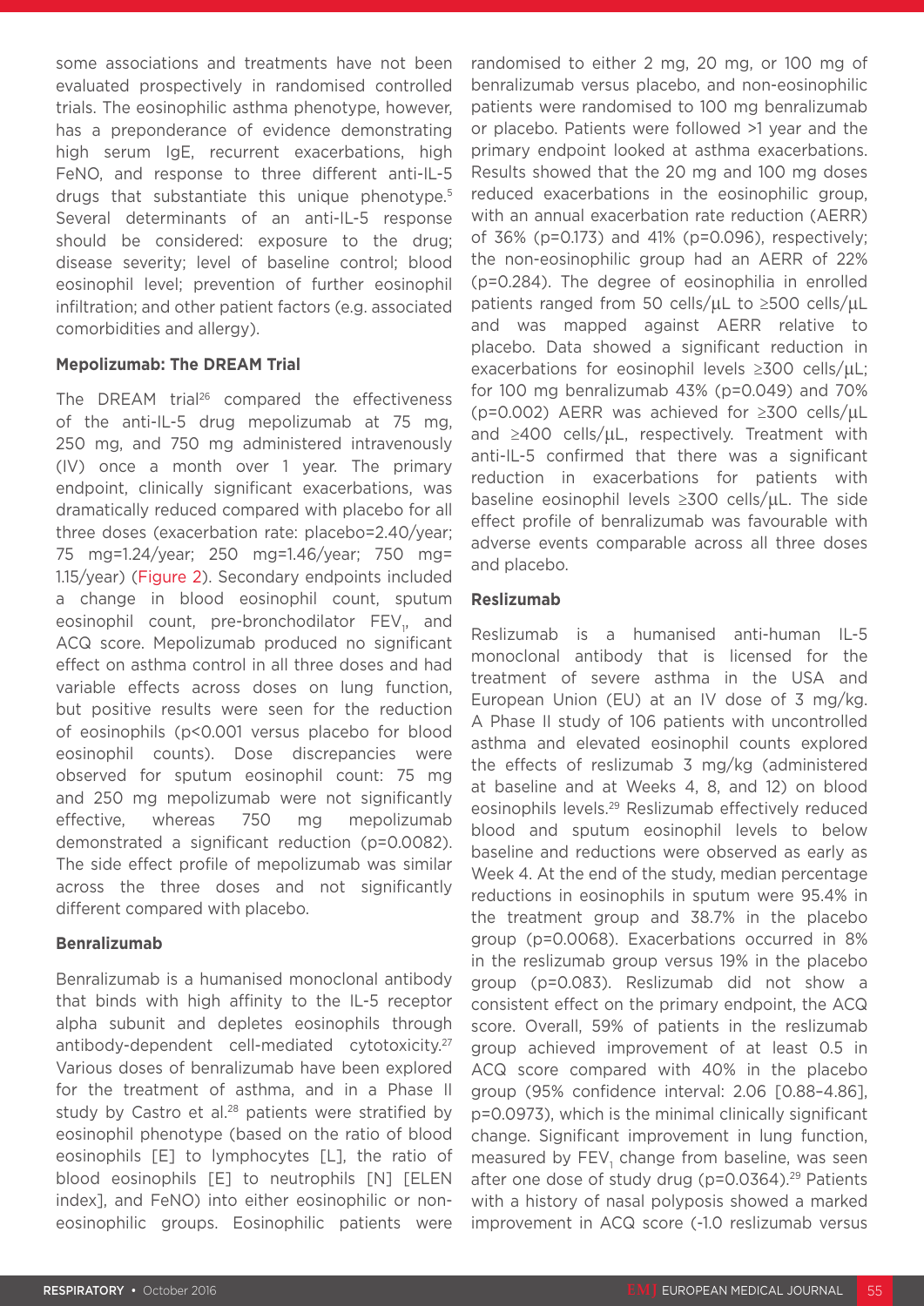some associations and treatments have not been evaluated prospectively in randomised controlled trials. The eosinophilic asthma phenotype, however, has a preponderance of evidence demonstrating high serum IgE, recurrent exacerbations, high FeNO, and response to three different anti-IL-5 drugs that substantiate this unique phenotype.[5] Several determinants of an anti-IL-5 response should be considered: exposure to the drug; disease severity; level of baseline control; blood eosinophil level; prevention of further eosinophil infiltration; and other patient factors (e.g. associated comorbidities and allergy).

### Mepolizumab: The DREAM Trial

The DREAM trial[26] compared the effectiveness of the anti-IL-5 drug mepolizumab at 75 mg, 250 mg, and 750 mg administered intravenously (IV) once a month over 1 year. The primary endpoint, clinically significant exacerbations, was dramatically reduced compared with placebo for all three doses (exacerbation rate: placebo=2.40/year; 75 mg=1.24/year; 250 mg=1.46/year; 750 mg= 1.15/year) (Figure 2). Secondary endpoints included a change in blood eosinophil count, sputum eosinophil count, pre-bronchodilator $FEV_1$, and ACQ score. Mepolizumab produced no significant effect on asthma control in all three doses and had variable effects across doses on lung function, but positive results were seen for the reduction of eosinophils ($p<0.001$ versus placebo for blood eosinophil counts). Dose discrepancies were observed for sputum eosinophil count: 75 mg and 250 mg mepolizumab were not significantly effective, whereas 750 mg mepolizumab demonstrated a significant reduction ($p=0.0082$). The side effect profile of mepolizumab was similar across the three doses and not significantly different compared with placebo.

### Benralizumab

Benralizumab is a humanised monoclonal antibody that binds with high affinity to the IL-5 receptor alpha subunit and depletes eosinophils through antibody-dependent cell-mediated cytotoxicity.[27] Various doses of benralizumab have been explored for the treatment of asthma, and in a Phase II study by Castro et al.[28] patients were stratified by eosinophil phenotype (based on the ratio of blood eosinophils [E] to lymphocytes [L], the ratio of blood eosinophils [E] to neutrophils [N] [ELEN index], and FeNO) into either eosinophilic or non-eosinophilic groups. Eosinophilic patients were randomised to either 2 mg, 20 mg, or 100 mg of benralizumab versus placebo, and non-eosinophilic patients were randomised to 100 mg benralizumab or placebo. Patients were followed >1 year and the primary endpoint looked at asthma exacerbations. Results showed that the 20 mg and 100 mg doses reduced exacerbations in the eosinophilic group, with an annual exacerbation rate reduction (AERR) of 36% ($p=0.173$) and 41% ($p=0.096$), respectively; the non-eosinophilic group had an AERR of 22% ($p=0.284$). The degree of eosinophilia in enrolled patients ranged from 50 cells/μL to ≥500 cells/μL and was mapped against AERR relative to placebo. Data showed a significant reduction in exacerbations for eosinophil levels ≥300 cells/μL; for 100 mg benralizumab 43% ($p=0.049$) and 70% ($p=0.002$) AERR was achieved for ≥300 cells/μL and ≥400 cells/μL, respectively. Treatment with anti-IL-5 confirmed that there was a significant reduction in exacerbations for patients with baseline eosinophil levels ≥300 cells/μL. The side effect profile of benralizumab was favourable with adverse events comparable across all three doses and placebo.

### Reslizumab

Reslizumab is a humanised anti-human IL-5 monoclonal antibody that is licensed for the treatment of severe asthma in the USA and European Union (EU) at an IV dose of 3 mg/kg. A Phase II study of 106 patients with uncontrolled asthma and elevated eosinophil counts explored the effects of reslizumab 3 mg/kg (administered at baseline and at Weeks 4, 8, and 12) on blood eosinophils levels.[29] Reslizumab effectively reduced blood and sputum eosinophil levels to below baseline and reductions were observed as early as Week 4. At the end of the study, median percentage reductions in eosinophils in sputum were 95.4% in the treatment group and 38.7% in the placebo group ($p=0.0068$). Exacerbations occurred in 8% in the reslizumab group versus 19% in the placebo group ($p=0.083$). Reslizumab did not show a consistent effect on the primary endpoint, the ACQ score. Overall, 59% of patients in the reslizumab group achieved improvement of at least 0.5 in ACQ score compared with 40% in the placebo group (95% confidence interval: 2.06 [0.88–4.86], $p=0.0973$), which is the minimal clinically significant change. Significant improvement in lung function, measured by $FEV_1$ change from baseline, was seen after one dose of study drug ($p=0.0364$).[29] Patients with a history of nasal polyposis showed a marked improvement in ACQ score (-1.0 reslizumab versus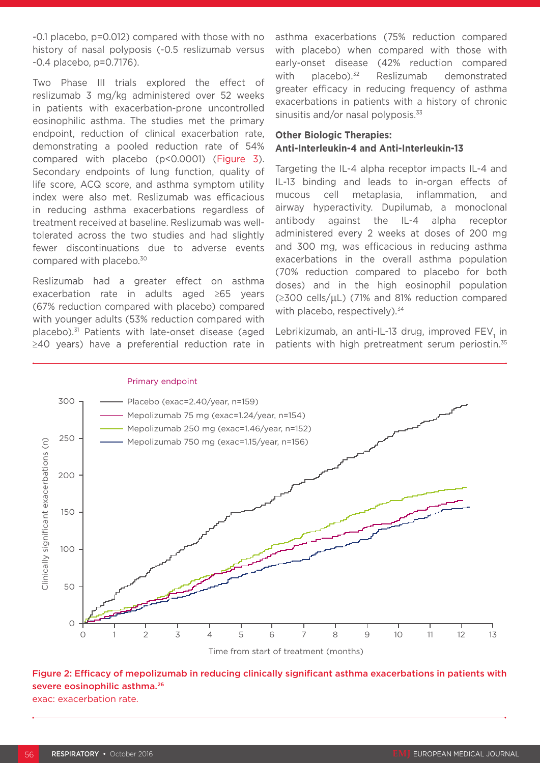-0.1 placebo, p=0.012) compared with those with no history of nasal polyposis (-0.5 reslizumab versus -0.4 placebo, p=0.7176).

Two Phase III trials explored the effect of reslizumab 3 mg/kg administered over 52 weeks in patients with exacerbation-prone uncontrolled eosinophilic asthma. The studies met the primary endpoint, reduction of clinical exacerbation rate, demonstrating a pooled reduction rate of 54% compared with placebo (p<0.0001) (Figure 3). Secondary endpoints of lung function, quality of life score, ACQ score, and asthma symptom utility index were also met. Reslizumab was efficacious in reducing asthma exacerbations regardless of treatment received at baseline. Reslizumab was well-tolerated across the two studies and had slightly fewer discontinuations due to adverse events compared with placebo.[30]

Reslizumab had a greater effect on asthma exacerbation rate in adults aged ≥65 years (67% reduction compared with placebo) compared with younger adults (53% reduction compared with placebo).[31] Patients with late-onset disease (aged ≥40 years) have a preferential reduction rate in asthma exacerbations (75% reduction compared with placebo) when compared with those with early-onset disease (42% reduction compared with placebo).[32] Reslizumab demonstrated greater efficacy in reducing frequency of asthma exacerbations in patients with a history of chronic sinusitis and/or nasal polyposis.[33]

### Other Biologic Therapies: Anti-Interleukin-4 and Anti-Interleukin-13

Targeting the IL-4 alpha receptor impacts IL-4 and IL-13 binding and leads to in-organ effects of mucous cell metaplasia, inflammation, and airway hyperactivity. Dupilumab, a monoclonal antibody against the IL-4 alpha receptor administered every 2 weeks at doses of 200 mg and 300 mg, was efficacious in reducing asthma exacerbations in the overall asthma population (70% reduction compared to placebo for both doses) and in the high eosinophil population (≥300 cells/μL) (71% and 81% reduction compared with placebo, respectively).[34]

Lebrikizumab, an anti-IL-13 drug, improved $FEV_1$ in patients with high pretreatment serum periostin.[35]

**Figure 2: Efficacy of mepolizumab in reducing clinically significant asthma exacerbations in patients with severe eosinophilic asthma.[26]**
exac: exacerbation rate.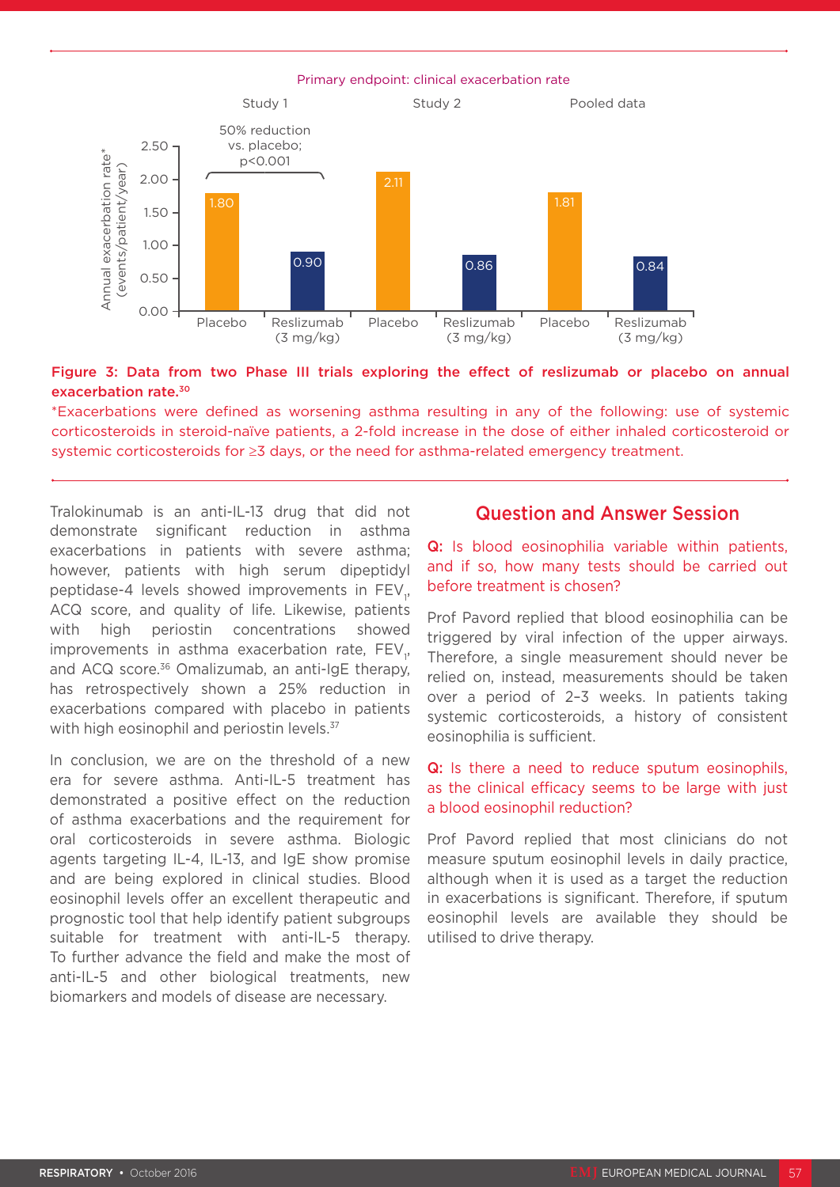Primary endpoint: clinical exacerbation rate

| | Study 1 | | Study 2 | | Pooled data | |
|---|---|---|---|---|---|---|
| | Placebo | Reslizumab (3 mg/kg) | Placebo | Reslizumab (3 mg/kg) | Placebo | Reslizumab (3 mg/kg) |
| Annual exacerbation rate* (events/patient/year) | 1.80 | 0.90 | 2.11 | 0.86 | 1.81 | 0.84 |

Study 1: 50% reduction vs. placebo; p<0.001

**Figure 3: Data from two Phase III trials exploring the effect of reslizumab or placebo on annual exacerbation rate.[30]**

*Exacerbations were defined as worsening asthma resulting in any of the following: use of systemic corticosteroids in steroid-naïve patients, a 2-fold increase in the dose of either inhaled corticosteroid or systemic corticosteroids for ≥3 days, or the need for asthma-related emergency treatment.

Tralokinumab is an anti-IL-13 drug that did not demonstrate significant reduction in asthma exacerbations in patients with severe asthma; however, patients with high serum dipeptidyl peptidase-4 levels showed improvements in $FEV_1$, ACQ score, and quality of life. Likewise, patients with high periostin concentrations showed improvements in asthma exacerbation rate, $FEV_1$, and ACQ score.[36] Omalizumab, an anti-IgE therapy, has retrospectively shown a 25% reduction in exacerbations compared with placebo in patients with high eosinophil and periostin levels.[37]

In conclusion, we are on the threshold of a new era for severe asthma. Anti-IL-5 treatment has demonstrated a positive effect on the reduction of asthma exacerbations and the requirement for oral corticosteroids in severe asthma. Biologic agents targeting IL-4, IL-13, and IgE show promise and are being explored in clinical studies. Blood eosinophil levels offer an excellent therapeutic and prognostic tool that help identify patient subgroups suitable for treatment with anti-IL-5 therapy. To further advance the field and make the most of anti-IL-5 and other biological treatments, new biomarkers and models of disease are necessary.

## Question and Answer Session

**Q:** Is blood eosinophilia variable within patients, and if so, how many tests should be carried out before treatment is chosen?

Prof Pavord replied that blood eosinophilia can be triggered by viral infection of the upper airways. Therefore, a single measurement should never be relied on, instead, measurements should be taken over a period of 2–3 weeks. In patients taking systemic corticosteroids, a history of consistent eosinophilia is sufficient.

**Q:** Is there a need to reduce sputum eosinophils, as the clinical efficacy seems to be large with just a blood eosinophil reduction?

Prof Pavord replied that most clinicians do not measure sputum eosinophil levels in daily practice, although when it is used as a target the reduction in exacerbations is significant. Therefore, if sputum eosinophil levels are available they should be utilised to drive therapy.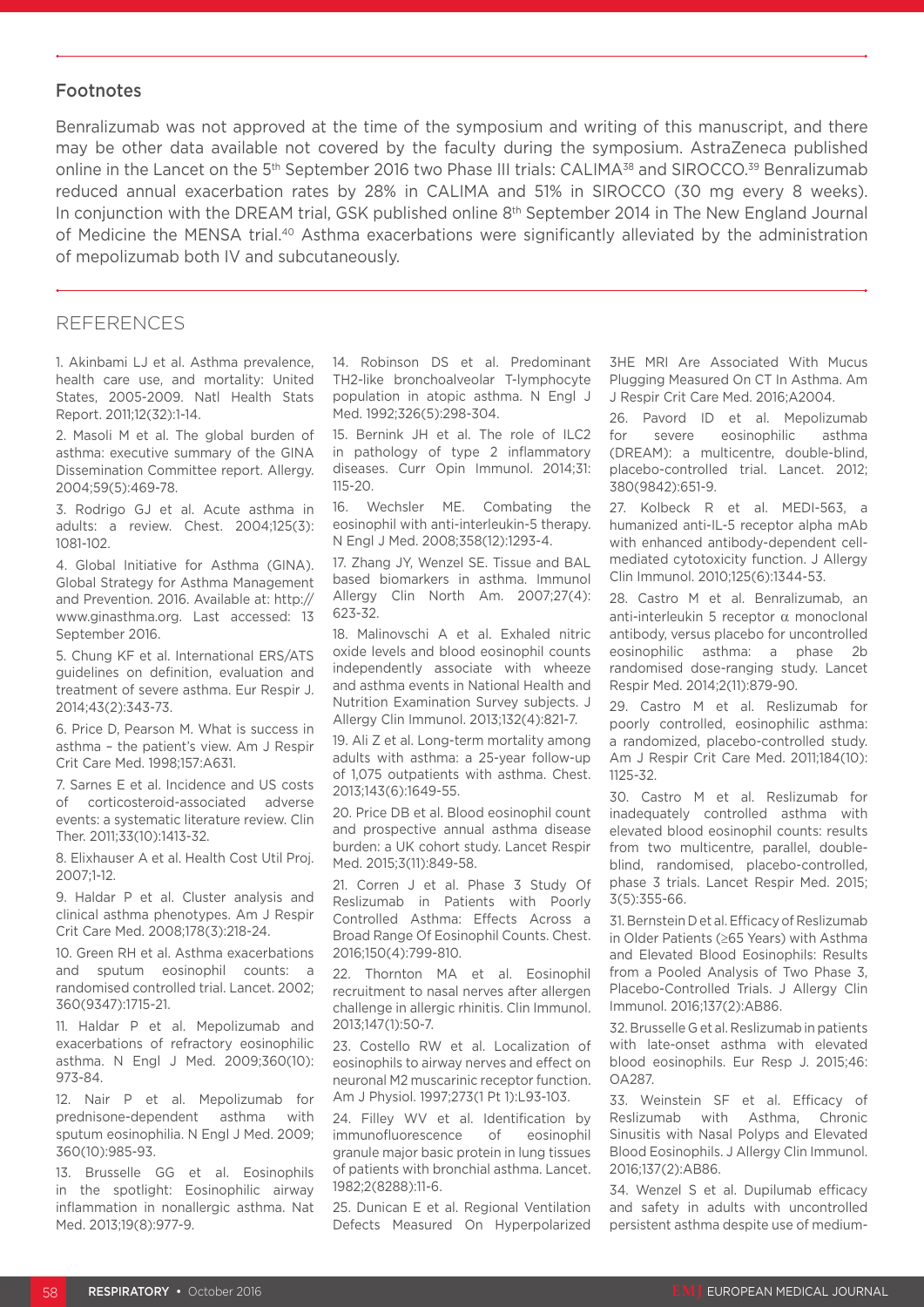## Footnotes

Benralizumab was not approved at the time of the symposium and writing of this manuscript, and there may be other data available not covered by the faculty during the symposium. AstraZeneca published online in the Lancet on the 5th September 2016 two Phase III trials: CALIMA[38] and SIROCCO.[39] Benralizumab reduced annual exacerbation rates by 28% in CALIMA and 51% in SIROCCO (30 mg every 8 weeks). In conjunction with the DREAM trial, GSK published online 8th September 2014 in The New England Journal of Medicine the MENSA trial.[40] Asthma exacerbations were significantly alleviated by the administration of mepolizumab both IV and subcutaneously.

## REFERENCES

1. Akinbami LJ et al. Asthma prevalence, health care use, and mortality: United States, 2005-2009. Natl Health Stats Report. 2011;12(32):1-14.

2. Masoli M et al. The global burden of asthma: executive summary of the GINA Dissemination Committee report. Allergy. 2004;59(5):469-78.

3. Rodrigo GJ et al. Acute asthma in adults: a review. Chest. 2004;125(3): 1081-102.

4. Global Initiative for Asthma (GINA). Global Strategy for Asthma Management and Prevention. 2016. Available at: http://www.ginasthma.org. Last accessed: 13 September 2016.

5. Chung KF et al. International ERS/ATS guidelines on definition, evaluation and treatment of severe asthma. Eur Respir J. 2014;43(2):343-73.

6. Price D, Pearson M. What is success in asthma – the patient's view. Am J Respir Crit Care Med. 1998;157:A631.

7. Sarnes E et al. Incidence and US costs of corticosteroid-associated adverse events: a systematic literature review. Clin Ther. 2011;33(10):1413-32.

8. Elixhauser A et al. Health Cost Util Proj. 2007;1-12.

9. Haldar P et al. Cluster analysis and clinical asthma phenotypes. Am J Respir Crit Care Med. 2008;178(3):218-24.

10. Green RH et al. Asthma exacerbations and sputum eosinophil counts: a randomised controlled trial. Lancet. 2002; 360(9347):1715-21.

11. Haldar P et al. Mepolizumab and exacerbations of refractory eosinophilic asthma. N Engl J Med. 2009;360(10): 973-84.

12. Nair P et al. Mepolizumab for prednisone-dependent asthma with sputum eosinophilia. N Engl J Med. 2009; 360(10):985-93.

13. Brusselle GG et al. Eosinophils in the spotlight: Eosinophilic airway inflammation in nonallergic asthma. Nat Med. 2013;19(8):977-9.

14. Robinson DS et al. Predominant TH2-like bronchoalveolar T-lymphocyte population in atopic asthma. N Engl J Med. 1992;326(5):298-304.

15. Bernink JH et al. The role of ILC2 in pathology of type 2 inflammatory diseases. Curr Opin Immunol. 2014;31: 115-20.

16. Wechsler ME. Combating the eosinophil with anti-interleukin-5 therapy. N Engl J Med. 2008;358(12):1293-4.

17. Zhang JY, Wenzel SE. Tissue and BAL based biomarkers in asthma. Immunol Allergy Clin North Am. 2007;27(4): 623-32.

18. Malinovschi A et al. Exhaled nitric oxide levels and blood eosinophil counts independently associate with wheeze and asthma events in National Health and Nutrition Examination Survey subjects. J Allergy Clin Immunol. 2013;132(4):821-7.

19. Ali Z et al. Long-term mortality among adults with asthma: a 25-year follow-up of 1,075 outpatients with asthma. Chest. 2013;143(6):1649-55.

20. Price DB et al. Blood eosinophil count and prospective annual asthma disease burden: a UK cohort study. Lancet Respir Med. 2015;3(11):849-58.

21. Corren J et al. Phase 3 Study Of Reslizumab in Patients with Poorly Controlled Asthma: Effects Across a Broad Range Of Eosinophil Counts. Chest. 2016;150(4):799-810.

22. Thornton MA et al. Eosinophil recruitment to nasal nerves after allergen challenge in allergic rhinitis. Clin Immunol. 2013;147(1):50-7.

23. Costello RW et al. Localization of eosinophils to airway nerves and effect on neuronal M2 muscarinic receptor function. Am J Physiol. 1997;273(1 Pt 1):L93-103.

24. Filley WV et al. Identification by immunofluorescence of eosinophil granule major basic protein in lung tissues of patients with bronchial asthma. Lancet. 1982;2(8288):11-6.

25. Dunican E et al. Regional Ventilation Defects Measured On Hyperpolarized 3HE MRI Are Associated With Mucus Plugging Measured On CT In Asthma. Am J Respir Crit Care Med. 2016;A2004.

26. Pavord ID et al. Mepolizumab for severe eosinophilic asthma (DREAM): a multicentre, double-blind, placebo-controlled trial. Lancet. 2012; 380(9842):651-9.

27. Kolbeck R et al. MEDI-563, a humanized anti-IL-5 receptor alpha mAb with enhanced antibody-dependent cell-mediated cytotoxicity function. J Allergy Clin Immunol. 2010;125(6):1344-53.

28. Castro M et al. Benralizumab, an anti-interleukin 5 receptor $\alpha$ monoclonal antibody, versus placebo for uncontrolled eosinophilic asthma: a phase 2b randomised dose-ranging study. Lancet Respir Med. 2014;2(11):879-90.

29. Castro M et al. Reslizumab for poorly controlled, eosinophilic asthma: a randomized, placebo-controlled study. Am J Respir Crit Care Med. 2011;184(10): 1125-32.

30. Castro M et al. Reslizumab for inadequately controlled asthma with elevated blood eosinophil counts: results from two multicentre, parallel, double-blind, randomised, placebo-controlled, phase 3 trials. Lancet Respir Med. 2015; 3(5):355-66.

31. Bernstein D et al. Efficacy of Reslizumab in Older Patients (≥65 Years) with Asthma and Elevated Blood Eosinophils: Results from a Pooled Analysis of Two Phase 3, Placebo-Controlled Trials. J Allergy Clin Immunol. 2016;137(2):AB86.

32. Brusselle G et al. Reslizumab in patients with late-onset asthma with elevated blood eosinophils. Eur Resp J. 2015;46: OA287.

33. Weinstein SF et al. Efficacy of Reslizumab with Asthma, Chronic Sinusitis with Nasal Polyps and Elevated Blood Eosinophils. J Allergy Clin Immunol. 2016;137(2):AB86.

34. Wenzel S et al. Dupilumab efficacy and safety in adults with uncontrolled persistent asthma despite use of medium-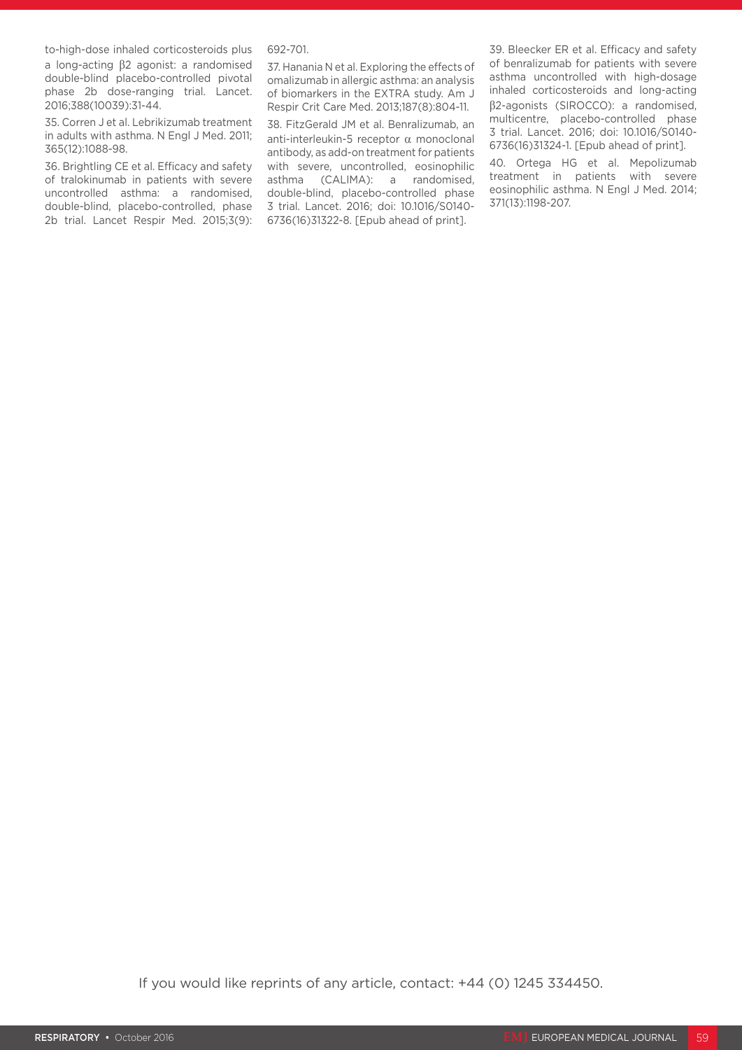to-high-dose inhaled corticosteroids plus a long-acting β2 agonist: a randomised double-blind placebo-controlled pivotal phase 2b dose-ranging trial. Lancet. 2016;388(10039):31-44.

35. Corren J et al. Lebrikizumab treatment in adults with asthma. N Engl J Med. 2011; 365(12):1088-98.

36. Brightling CE et al. Efficacy and safety of tralokinumab in patients with severe uncontrolled asthma: a randomised, double-blind, placebo-controlled, phase 2b trial. Lancet Respir Med. 2015;3(9): 692-701.

37. Hanania N et al. Exploring the effects of omalizumab in allergic asthma: an analysis of biomarkers in the EXTRA study. Am J Respir Crit Care Med. 2013;187(8):804-11.

38. FitzGerald JM et al. Benralizumab, an anti-interleukin-5 receptor α monoclonal antibody, as add-on treatment for patients with severe, uncontrolled, eosinophilic asthma (CALIMA): a randomised, double-blind, placebo-controlled phase 3 trial. Lancet. 2016; doi: 10.1016/S0140-6736(16)31322-8. [Epub ahead of print].

39. Bleecker ER et al. Efficacy and safety of benralizumab for patients with severe asthma uncontrolled with high-dosage inhaled corticosteroids and long-acting β2-agonists (SIROCCO): a randomised, multicentre, placebo-controlled phase 3 trial. Lancet. 2016; doi: 10.1016/S0140-6736(16)31324-1. [Epub ahead of print].

40. Ortega HG et al. Mepolizumab treatment in patients with severe eosinophilic asthma. N Engl J Med. 2014; 371(13):1198-207.

If you would like reprints of any article, contact: +44 (0) 1245 334450.